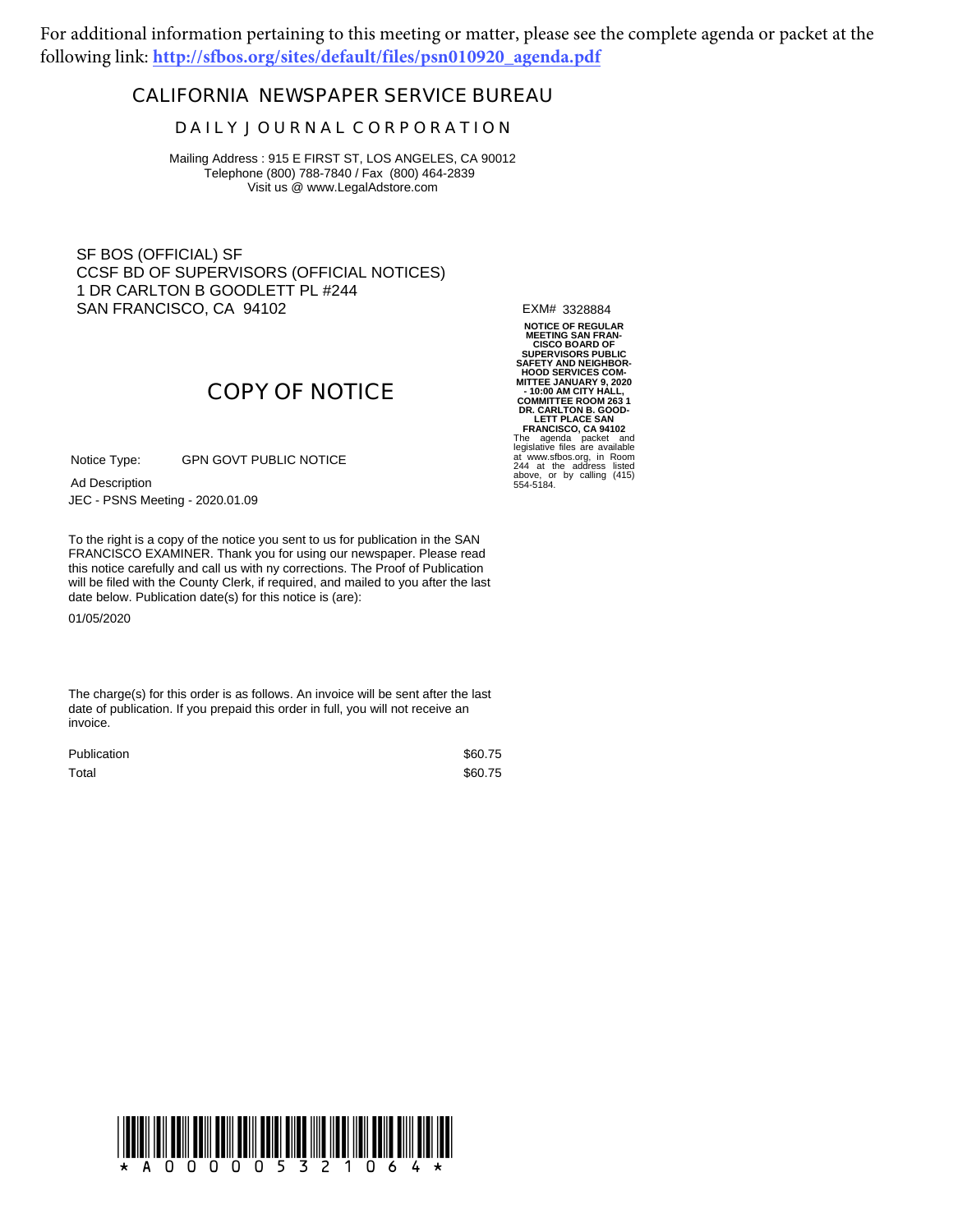For additional information pertaining to this meeting or matter, please see the complete agenda or packet at the following link: **http://sfbos.org/sites/default/files/psn010920_agenda.pdf**

# CALIFORNIA NEWSPAPER SERVICE BUREAU

## DAILY JOURNAL CORPORATION

Mailing Address : 915 E FIRST ST, LOS ANGELES, CA 90012
Telephone (800) 788-7840 / Fax (800) 464-2839
Visit us @ www.LegalAdstore.com

SF BOS (OFFICIAL) SF
CCSF BD OF SUPERVISORS (OFFICIAL NOTICES)
1 DR CARLTON B GOODLETT PL #244
SAN FRANCISCO, CA 94102

EXM# 3328884

## COPY OF NOTICE

Notice Type: GPN GOVT PUBLIC NOTICE

Ad Description
JEC - PSNS Meeting - 2020.01.09

To the right is a copy of the notice you sent to us for publication in the SAN FRANCISCO EXAMINER. Thank you for using our newspaper. Please read this notice carefully and call us with ny corrections. The Proof of Publication will be filed with the County Clerk, if required, and mailed to you after the last date below. Publication date(s) for this notice is (are):

01/05/2020

The charge(s) for this order is as follows. An invoice will be sent after the last date of publication. If you prepaid this order in full, you will not receive an invoice.

| | |
|---|---|
| Publication | $60.75 |
| Total | $60.75 |

**NOTICE OF REGULAR MEETING SAN FRANCISCO BOARD OF SUPERVISORS PUBLIC SAFETY AND NEIGHBORHOOD SERVICES COMMITTEE JANUARY 9, 2020 - 10:00 AM CITY HALL, COMMITTEE ROOM 263 1 DR. CARLTON B. GOODLETT PLACE SAN FRANCISCO, CA 94102**
The agenda packet and legislative files are available at www.sfbos.org, in Room 244 at the address listed above, or by calling (415) 554-5184.

\* A 0 0 0 0 0 5 3 2 1 0 6 4 \*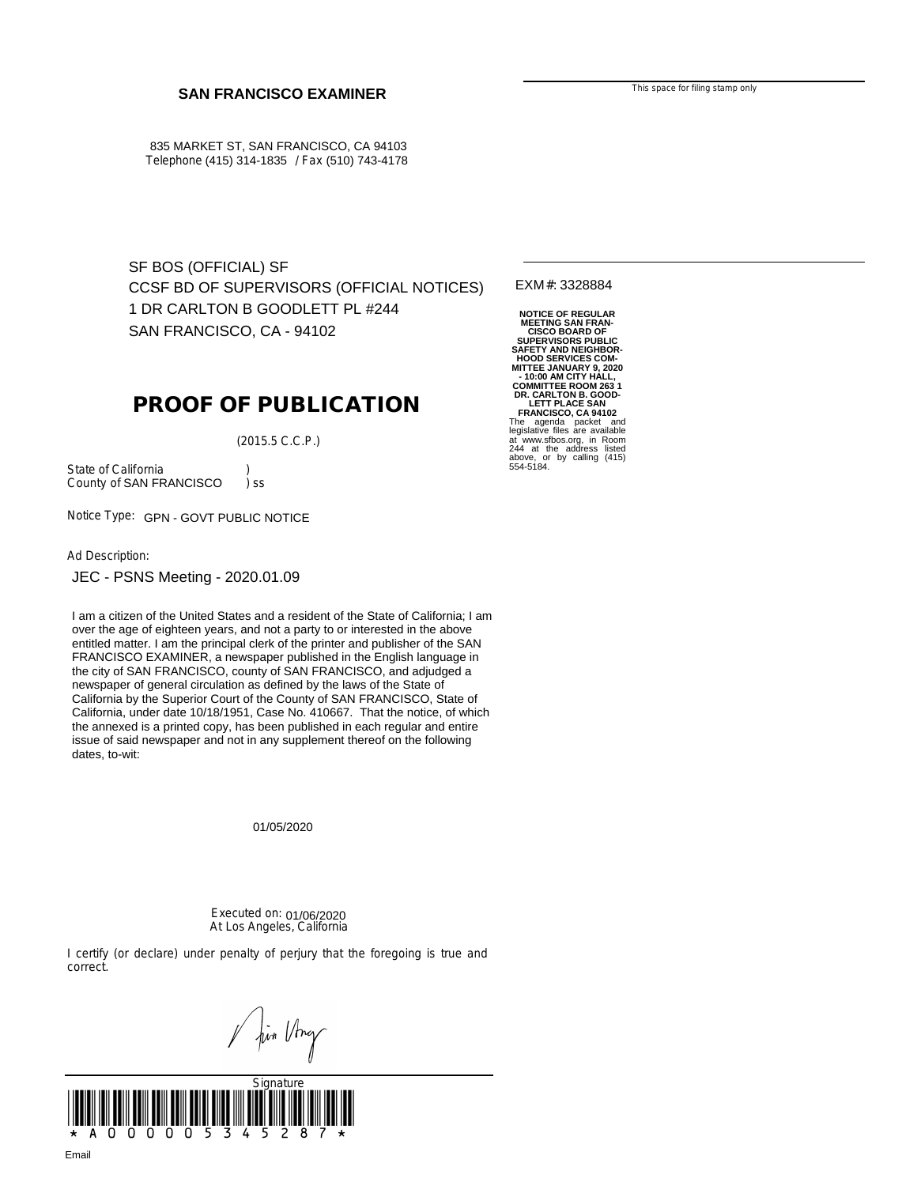**SAN FRANCISCO EXAMINER**

835 MARKET ST, SAN FRANCISCO, CA 94103
Telephone (415) 314-1835 / Fax (510) 743-4178

This space for filing stamp only

SF BOS (OFFICIAL) SF
CCSF BD OF SUPERVISORS (OFFICIAL NOTICES)
1 DR CARLTON B GOODLETT PL #244
SAN FRANCISCO, CA - 94102

EXM#: 3328884

**NOTICE OF REGULAR MEETING SAN FRANCISCO BOARD OF SUPERVISORS PUBLIC SAFETY AND NEIGHBORHOOD SERVICES COMMITTEE JANUARY 9, 2020 - 10:00 AM CITY HALL, COMMITTEE ROOM 263 1 DR. CARLTON B. GOODLETT PLACE SAN FRANCISCO, CA 94102**
The agenda packet and legislative files are available at www.sfbos.org, in Room 244 at the address listed above, or by calling (415) 554-5184.

# PROOF OF PUBLICATION

(2015.5 C.C.P.)

State of California )
County of SAN FRANCISCO ) ss

Notice Type: GPN - GOVT PUBLIC NOTICE

Ad Description:

JEC - PSNS Meeting - 2020.01.09

I am a citizen of the United States and a resident of the State of California; I am over the age of eighteen years, and not a party to or interested in the above entitled matter. I am the principal clerk of the printer and publisher of the SAN FRANCISCO EXAMINER, a newspaper published in the English language in the city of SAN FRANCISCO, county of SAN FRANCISCO, and adjudged a newspaper of general circulation as defined by the laws of the State of California by the Superior Court of the County of SAN FRANCISCO, State of California, under date 10/18/1951, Case No. 410667. That the notice, of which the annexed is a printed copy, has been published in each regular and entire issue of said newspaper and not in any supplement thereof on the following dates, to-wit:

01/05/2020

Executed on: 01/06/2020
At Los Angeles, California

I certify (or declare) under penalty of perjury that the foregoing is true and correct.

Signature

\* A 0 0 0 0 0 5 3 4 5 2 8 7 \*

Email